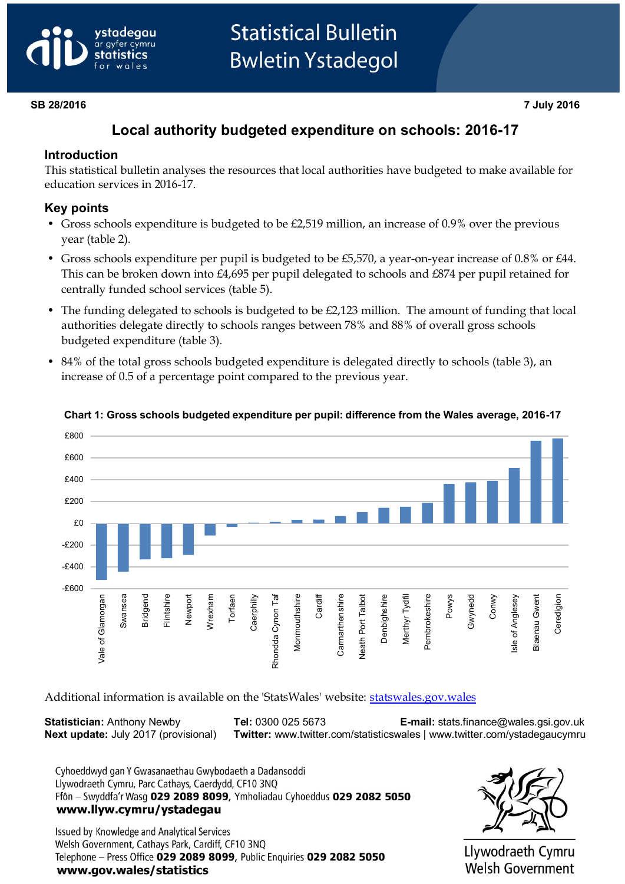# Statistical Bulletin
# Bwletin Ystadegol

**SB 28/2016** **7 July 2016**

## Local authority budgeted expenditure on schools: 2016-17

### Introduction

This statistical bulletin analyses the resources that local authorities have budgeted to make available for education services in 2016-17.

### Key points

- Gross schools expenditure is budgeted to be £2,519 million, an increase of 0.9% over the previous year (table 2).
- Gross schools expenditure per pupil is budgeted to be £5,570, a year-on-year increase of 0.8% or £44. This can be broken down into £4,695 per pupil delegated to schools and £874 per pupil retained for centrally funded school services (table 5).
- The funding delegated to schools is budgeted to be £2,123 million. The amount of funding that local authorities delegate directly to schools ranges between 78% and 88% of overall gross schools budgeted expenditure (table 3).
- 84% of the total gross schools budgeted expenditure is delegated directly to schools (table 3), an increase of 0.5 of a percentage point compared to the previous year.

**Chart 1: Gross schools budgeted expenditure per pupil: difference from the Wales average, 2016-17**

Vale of Glamorgan, Swansea, Bridgend, Flintshire, Newport, Wrexham, Torfaen, Caerphilly, Rhondda Cynon Taf, Monmouthshire, Cardiff, Carmarthenshire, Neath Port Talbot, Denbighshire, Merthyr Tydfil, Pembrokeshire, Powys, Gwynedd, Conwy, Isle of Anglesey, Blaenau Gwent, Ceredigion

Additional information is available on the 'StatsWales' website: [statswales.gov.wales](statswales.gov.wales)

**Statistician:** Anthony Newby **Tel:** 0300 025 5673 **E-mail:** stats.finance@wales.gsi.gov.uk
**Next update:** July 2017 (provisional) **Twitter:** www.twitter.com/statisticswales | www.twitter.com/ystadegaucymru

Cyhoeddwyd gan Y Gwasanaethau Gwybodaeth a Dadansoddi
Llywodraeth Cymru, Parc Cathays, Caerdydd, CF10 3NQ
Ffôn – Swyddfa'r Wasg **029 2089 8099**, Ymholiadau Cyhoeddus **029 2082 5050**
**www.llyw.cymru/ystadegau**

Issued by Knowledge and Analytical Services
Welsh Government, Cathays Park, Cardiff, CF10 3NQ
Telephone – Press Office **029 2089 8099**, Public Enquiries **029 2082 5050**
**www.gov.wales/statistics**

Llywodraeth Cymru
Welsh Government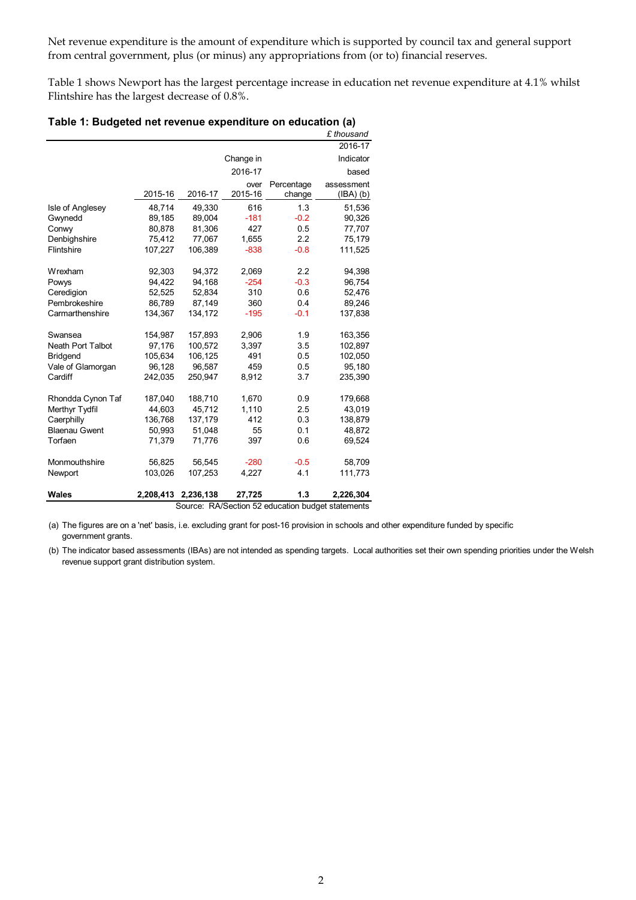Net revenue expenditure is the amount of expenditure which is supported by council tax and general support from central government, plus (or minus) any appropriations from (or to) financial reserves.

Table 1 shows Newport has the largest percentage increase in education net revenue expenditure at 4.1% whilst Flintshire has the largest decrease of 0.8%.

**Table 1: Budgeted net revenue expenditure on education (a)**

*£ thousand*

| | 2015-16 | 2016-17 | Change in 2016-17 over 2015-16 | Percentage change | 2016-17 Indicator based assessment (IBA) (b) |
|---|---|---|---|---|---|
| Isle of Anglesey | 48,714 | 49,330 | 616 | 1.3 | 51,536 |
| Gwynedd | 89,185 | 89,004 | -181 | -0.2 | 90,326 |
| Conwy | 80,878 | 81,306 | 427 | 0.5 | 77,707 |
| Denbighshire | 75,412 | 77,067 | 1,655 | 2.2 | 75,179 |
| Flintshire | 107,227 | 106,389 | -838 | -0.8 | 111,525 |
| | | | | | |
| Wrexham | 92,303 | 94,372 | 2,069 | 2.2 | 94,398 |
| Powys | 94,422 | 94,168 | -254 | -0.3 | 96,754 |
| Ceredigion | 52,525 | 52,834 | 310 | 0.6 | 52,476 |
| Pembrokeshire | 86,789 | 87,149 | 360 | 0.4 | 89,246 |
| Carmarthenshire | 134,367 | 134,172 | -195 | -0.1 | 137,838 |
| | | | | | |
| Swansea | 154,987 | 157,893 | 2,906 | 1.9 | 163,356 |
| Neath Port Talbot | 97,176 | 100,572 | 3,397 | 3.5 | 102,897 |
| Bridgend | 105,634 | 106,125 | 491 | 0.5 | 102,050 |
| Vale of Glamorgan | 96,128 | 96,587 | 459 | 0.5 | 95,180 |
| Cardiff | 242,035 | 250,947 | 8,912 | 3.7 | 235,390 |
| | | | | | |
| Rhondda Cynon Taf | 187,040 | 188,710 | 1,670 | 0.9 | 179,668 |
| Merthyr Tydfil | 44,603 | 45,712 | 1,110 | 2.5 | 43,019 |
| Caerphilly | 136,768 | 137,179 | 412 | 0.3 | 138,879 |
| Blaenau Gwent | 50,993 | 51,048 | 55 | 0.1 | 48,872 |
| Torfaen | 71,379 | 71,776 | 397 | 0.6 | 69,524 |
| | | | | | |
| Monmouthshire | 56,825 | 56,545 | -280 | -0.5 | 58,709 |
| Newport | 103,026 | 107,253 | 4,227 | 4.1 | 111,773 |
| | | | | | |
| **Wales** | **2,208,413** | **2,236,138** | **27,725** | **1.3** | **2,226,304** |

Source: RA/Section 52 education budget statements

(a) The figures are on a 'net' basis, i.e. excluding grant for post-16 provision in schools and other expenditure funded by specific government grants.

(b) The indicator based assessments (IBAs) are not intended as spending targets. Local authorities set their own spending priorities under the Welsh revenue support grant distribution system.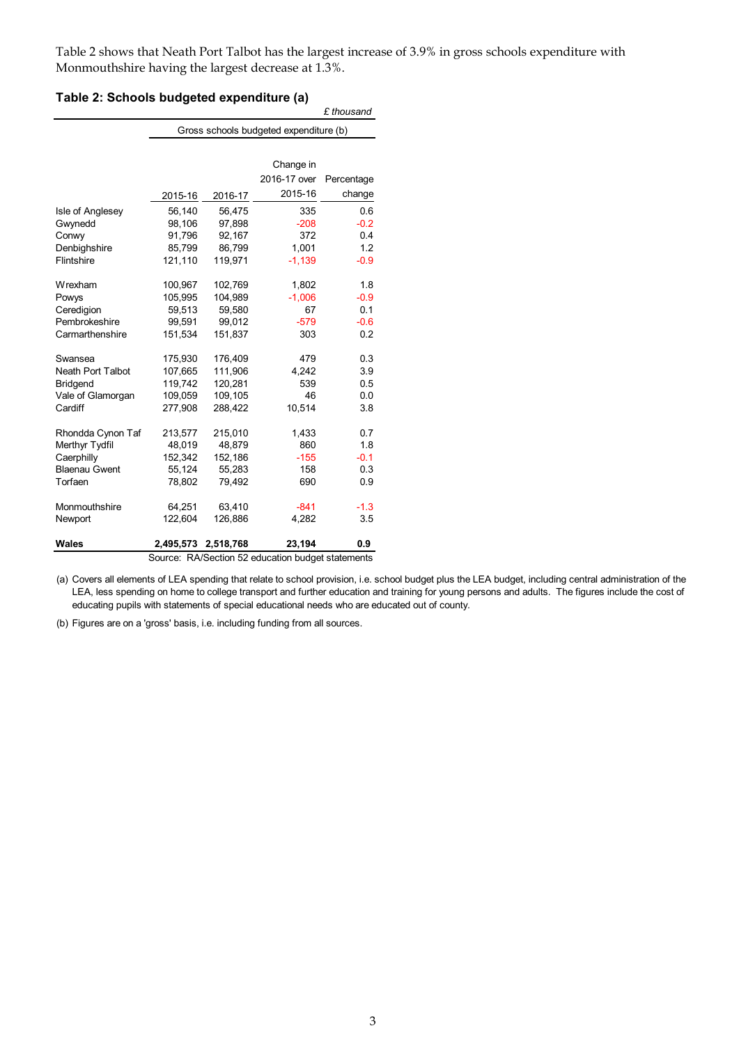Table 2 shows that Neath Port Talbot has the largest increase of 3.9% in gross schools expenditure with Monmouthshire having the largest decrease at 1.3%.

**Table 2: Schools budgeted expenditure (a)**

*£ thousand*

| | Gross schools budgeted expenditure (b) | | | |
|---|---|---|---|---|
| | 2015-16 | 2016-17 | Change in 2016-17 over 2015-16 | Percentage change |
| Isle of Anglesey | 56,140 | 56,475 | 335 | 0.6 |
| Gwynedd | 98,106 | 97,898 | -208 | -0.2 |
| Conwy | 91,796 | 92,167 | 372 | 0.4 |
| Denbighshire | 85,799 | 86,799 | 1,001 | 1.2 |
| Flintshire | 121,110 | 119,971 | -1,139 | -0.9 |
| | | | | |
| Wrexham | 100,967 | 102,769 | 1,802 | 1.8 |
| Powys | 105,995 | 104,989 | -1,006 | -0.9 |
| Ceredigion | 59,513 | 59,580 | 67 | 0.1 |
| Pembrokeshire | 99,591 | 99,012 | -579 | -0.6 |
| Carmarthenshire | 151,534 | 151,837 | 303 | 0.2 |
| | | | | |
| Swansea | 175,930 | 176,409 | 479 | 0.3 |
| Neath Port Talbot | 107,665 | 111,906 | 4,242 | 3.9 |
| Bridgend | 119,742 | 120,281 | 539 | 0.5 |
| Vale of Glamorgan | 109,059 | 109,105 | 46 | 0.0 |
| Cardiff | 277,908 | 288,422 | 10,514 | 3.8 |
| | | | | |
| Rhondda Cynon Taf | 213,577 | 215,010 | 1,433 | 0.7 |
| Merthyr Tydfil | 48,019 | 48,879 | 860 | 1.8 |
| Caerphilly | 152,342 | 152,186 | -155 | -0.1 |
| Blaenau Gwent | 55,124 | 55,283 | 158 | 0.3 |
| Torfaen | 78,802 | 79,492 | 690 | 0.9 |
| | | | | |
| Monmouthshire | 64,251 | 63,410 | -841 | -1.3 |
| Newport | 122,604 | 126,886 | 4,282 | 3.5 |
| | | | | |
| **Wales** | **2,495,573** | **2,518,768** | **23,194** | **0.9** |

Source: RA/Section 52 education budget statements

(a) Covers all elements of LEA spending that relate to school provision, i.e. school budget plus the LEA budget, including central administration of the LEA, less spending on home to college transport and further education and training for young persons and adults. The figures include the cost of educating pupils with statements of special educational needs who are educated out of county.

(b) Figures are on a 'gross' basis, i.e. including funding from all sources.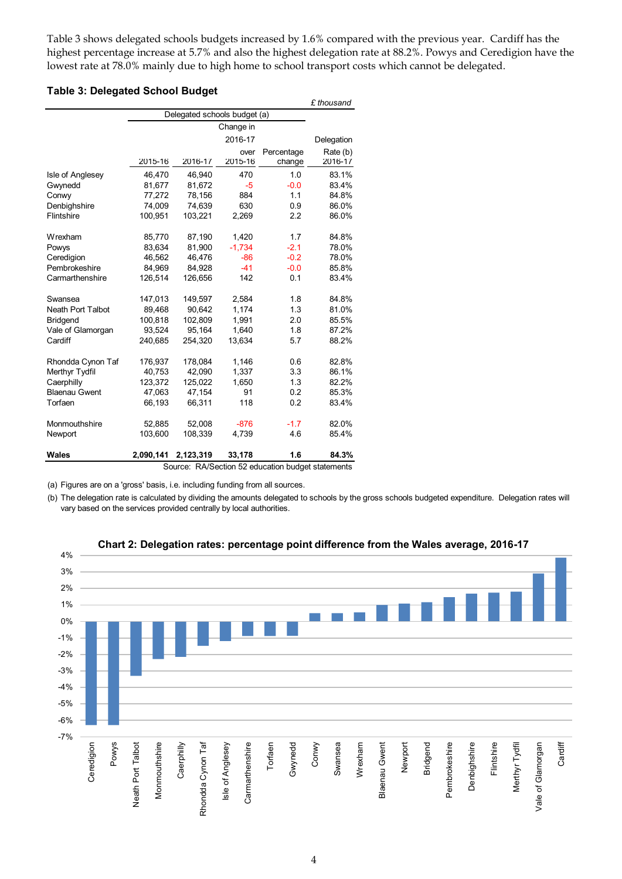Table 3 shows delegated schools budgets increased by 1.6% compared with the previous year. Cardiff has the highest percentage increase at 5.7% and also the highest delegation rate at 88.2%. Powys and Ceredigion have the lowest rate at 78.0% mainly due to high home to school transport costs which cannot be delegated.

**Table 3: Delegated School Budget**

*£ thousand*

| | Delegated schools budget (a) | | | | |
|---|---|---|---|---|---|
| | 2015-16 | 2016-17 | Change in 2016-17 over 2015-16 | Percentage change | Delegation Rate (b) 2016-17 |
| Isle of Anglesey | 46,470 | 46,940 | 470 | 1.0 | 83.1% |
| Gwynedd | 81,677 | 81,672 | -5 | -0.0 | 83.4% |
| Conwy | 77,272 | 78,156 | 884 | 1.1 | 84.8% |
| Denbighshire | 74,009 | 74,639 | 630 | 0.9 | 86.0% |
| Flintshire | 100,951 | 103,221 | 2,269 | 2.2 | 86.0% |
| Wrexham | 85,770 | 87,190 | 1,420 | 1.7 | 84.8% |
| Powys | 83,634 | 81,900 | -1,734 | -2.1 | 78.0% |
| Ceredigion | 46,562 | 46,476 | -86 | -0.2 | 78.0% |
| Pembrokeshire | 84,969 | 84,928 | -41 | -0.0 | 85.8% |
| Carmarthenshire | 126,514 | 126,656 | 142 | 0.1 | 83.4% |
| Swansea | 147,013 | 149,597 | 2,584 | 1.8 | 84.8% |
| Neath Port Talbot | 89,468 | 90,642 | 1,174 | 1.3 | 81.0% |
| Bridgend | 100,818 | 102,809 | 1,991 | 2.0 | 85.5% |
| Vale of Glamorgan | 93,524 | 95,164 | 1,640 | 1.8 | 87.2% |
| Cardiff | 240,685 | 254,320 | 13,634 | 5.7 | 88.2% |
| Rhondda Cynon Taf | 176,937 | 178,084 | 1,146 | 0.6 | 82.8% |
| Merthyr Tydfil | 40,753 | 42,090 | 1,337 | 3.3 | 86.1% |
| Caerphilly | 123,372 | 125,022 | 1,650 | 1.3 | 82.2% |
| Blaenau Gwent | 47,063 | 47,154 | 91 | 0.2 | 85.3% |
| Torfaen | 66,193 | 66,311 | 118 | 0.2 | 83.4% |
| Monmouthshire | 52,885 | 52,008 | -876 | -1.7 | 82.0% |
| Newport | 103,600 | 108,339 | 4,739 | 4.6 | 85.4% |
| **Wales** | **2,090,141** | **2,123,319** | **33,178** | **1.6** | **84.3%** |

Source: RA/Section 52 education budget statements

(a) Figures are on a 'gross' basis, i.e. including funding from all sources.

(b) The delegation rate is calculated by dividing the amounts delegated to schools by the gross schools budgeted expenditure. Delegation rates will vary based on the services provided centrally by local authorities.

**Chart 2: Delegation rates: percentage point difference from the Wales average, 2016-17**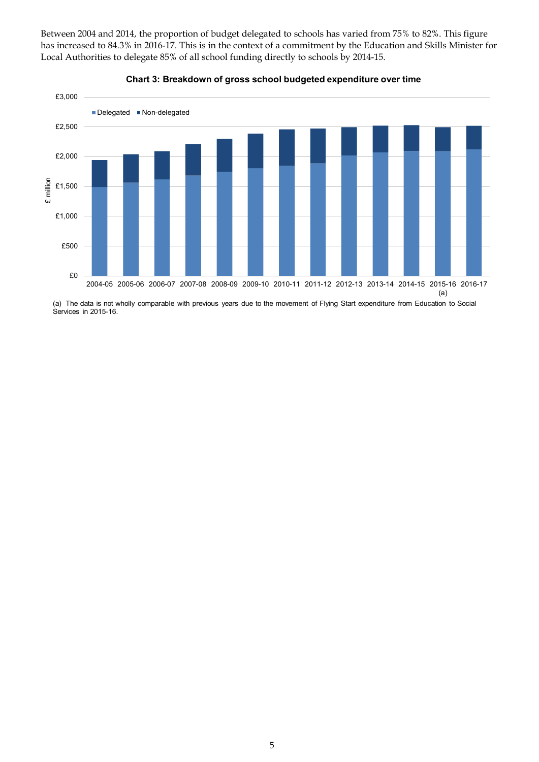Between 2004 and 2014, the proportion of budget delegated to schools has varied from 75% to 82%. This figure has increased to 84.3% in 2016-17. This is in the context of a commitment by the Education and Skills Minister for Local Authorities to delegate 85% of all school funding directly to schools by 2014-15.

**Chart 3: Breakdown of gross school budgeted expenditure over time**

(a) The data is not wholly comparable with previous years due to the movement of Flying Start expenditure from Education to Social Services in 2015-16.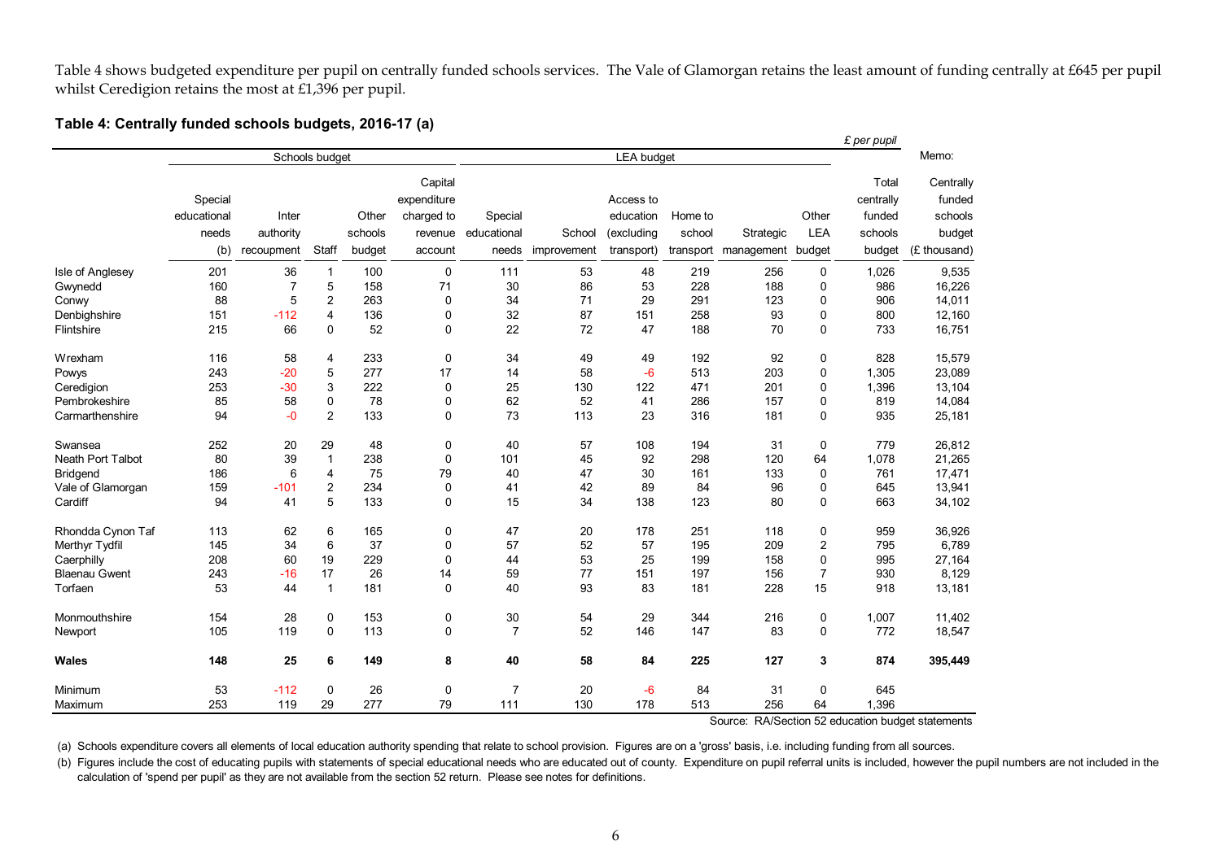Table 4 shows budgeted expenditure per pupil on centrally funded schools services. The Vale of Glamorgan retains the least amount of funding centrally at £645 per pupil whilst Ceredigion retains the most at £1,396 per pupil.

**Table 4: Centrally funded schools budgets, 2016-17 (a)**

*£ per pupil*

| | Schools budget | | | | | LEA budget | | | | | | | | Memo: |
|---|---|---|---|---|---|---|---|---|---|---|---|---|---|---|
| | Special educational needs (b) | Inter authority recoupment | Staff | Other schools budget | Capital expenditure charged to revenue account | Special educational needs | School improvement | Access to education (excluding transport) | Home to school transport | Strategic management | Other LEA budget | Total centrally funded schools budget | Centrally funded schools budget (£ thousand) |
| Isle of Anglesey | 201 | 36 | 1 | 100 | 0 | 111 | 53 | 48 | 219 | 256 | 0 | 1,026 | 9,535 |
| Gwynedd | 160 | 7 | 5 | 158 | 71 | 30 | 86 | 53 | 228 | 188 | 0 | 986 | 16,226 |
| Conwy | 88 | 5 | 2 | 263 | 0 | 34 | 71 | 29 | 291 | 123 | 0 | 906 | 14,011 |
| Denbighshire | 151 | -112 | 4 | 136 | 0 | 32 | 87 | 151 | 258 | 93 | 0 | 800 | 12,160 |
| Flintshire | 215 | 66 | 0 | 52 | 0 | 22 | 72 | 47 | 188 | 70 | 0 | 733 | 16,751 |
| Wrexham | 116 | 58 | 4 | 233 | 0 | 34 | 49 | 49 | 192 | 92 | 0 | 828 | 15,579 |
| Powys | 243 | -20 | 5 | 277 | 17 | 14 | 58 | -6 | 513 | 203 | 0 | 1,305 | 23,089 |
| Ceredigion | 253 | -30 | 3 | 222 | 0 | 25 | 130 | 122 | 471 | 201 | 0 | 1,396 | 13,104 |
| Pembrokeshire | 85 | 58 | 0 | 78 | 0 | 62 | 52 | 41 | 286 | 157 | 0 | 819 | 14,084 |
| Carmarthenshire | 94 | -0 | 2 | 133 | 0 | 73 | 113 | 23 | 316 | 181 | 0 | 935 | 25,181 |
| Swansea | 252 | 20 | 29 | 48 | 0 | 40 | 57 | 108 | 194 | 31 | 0 | 779 | 26,812 |
| Neath Port Talbot | 80 | 39 | 1 | 238 | 0 | 101 | 45 | 92 | 298 | 120 | 64 | 1,078 | 21,265 |
| Bridgend | 186 | 6 | 4 | 75 | 79 | 40 | 47 | 30 | 161 | 133 | 0 | 761 | 17,471 |
| Vale of Glamorgan | 159 | -101 | 2 | 234 | 0 | 41 | 42 | 89 | 84 | 96 | 0 | 645 | 13,941 |
| Cardiff | 94 | 41 | 5 | 133 | 0 | 15 | 34 | 138 | 123 | 80 | 0 | 663 | 34,102 |
| Rhondda Cynon Taf | 113 | 62 | 6 | 165 | 0 | 47 | 20 | 178 | 251 | 118 | 0 | 959 | 36,926 |
| Merthyr Tydfil | 145 | 34 | 6 | 37 | 0 | 57 | 52 | 57 | 195 | 209 | 2 | 795 | 6,789 |
| Caerphilly | 208 | 60 | 19 | 229 | 0 | 44 | 53 | 25 | 199 | 158 | 0 | 995 | 27,164 |
| Blaenau Gwent | 243 | -16 | 17 | 26 | 14 | 59 | 77 | 151 | 197 | 156 | 7 | 930 | 8,129 |
| Torfaen | 53 | 44 | 1 | 181 | 0 | 40 | 93 | 83 | 181 | 228 | 15 | 918 | 13,181 |
| Monmouthshire | 154 | 28 | 0 | 153 | 0 | 30 | 54 | 29 | 344 | 216 | 0 | 1,007 | 11,402 |
| Newport | 105 | 119 | 0 | 113 | 0 | 7 | 52 | 146 | 147 | 83 | 0 | 772 | 18,547 |
| **Wales** | **148** | **25** | **6** | **149** | **8** | **40** | **58** | **84** | **225** | **127** | **3** | **874** | **395,449** |
| Minimum | 53 | -112 | 0 | 26 | 0 | 7 | 20 | -6 | 84 | 31 | 0 | 645 | |
| Maximum | 253 | 119 | 29 | 277 | 79 | 111 | 130 | 178 | 513 | 256 | 64 | 1,396 | |

Source: RA/Section 52 education budget statements

(a) Schools expenditure covers all elements of local education authority spending that relate to school provision. Figures are on a 'gross' basis, i.e. including funding from all sources.

(b) Figures include the cost of educating pupils with statements of special educational needs who are educated out of county. Expenditure on pupil referral units is included, however the pupil numbers are not included in the calculation of 'spend per pupil' as they are not available from the section 52 return. Please see notes for definitions.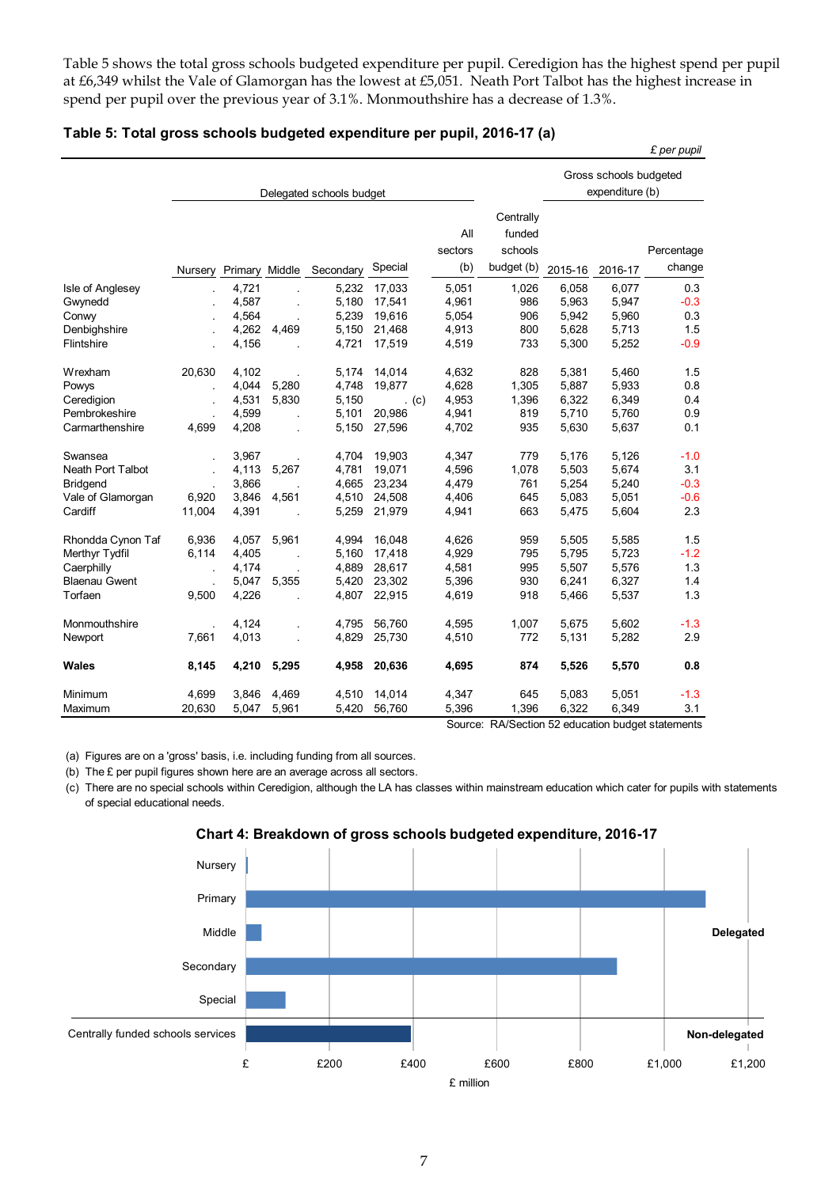Table 5 shows the total gross schools budgeted expenditure per pupil. Ceredigion has the highest spend per pupil at £6,349 whilst the Vale of Glamorgan has the lowest at £5,051. Neath Port Talbot has the highest increase in spend per pupil over the previous year of 3.1%. Monmouthshire has a decrease of 1.3%.

**Table 5: Total gross schools budgeted expenditure per pupil, 2016-17 (a)**

*£ per pupil*

| | Delegated schools budget | | | | | | | Gross schools budgeted expenditure (b) | | |
|---|---|---|---|---|---|---|---|---|---|---|
| | Nursery | Primary | Middle | Secondary | Special | All sectors (b) | Centrally funded schools budget (b) | 2015-16 | 2016-17 | Percentage change |
| Isle of Anglesey | . | 4,721 | . | 5,232 | 17,033 | 5,051 | 1,026 | 6,058 | 6,077 | 0.3 |
| Gwynedd | . | 4,587 | . | 5,180 | 17,541 | 4,961 | 986 | 5,963 | 5,947 | -0.3 |
| Conwy | . | 4,564 | . | 5,239 | 19,616 | 5,054 | 906 | 5,942 | 5,960 | 0.3 |
| Denbighshire | . | 4,262 | 4,469 | 5,150 | 21,468 | 4,913 | 800 | 5,628 | 5,713 | 1.5 |
| Flintshire | . | 4,156 | . | 4,721 | 17,519 | 4,519 | 733 | 5,300 | 5,252 | -0.9 |
| Wrexham | 20,630 | 4,102 | . | 5,174 | 14,014 | 4,632 | 828 | 5,381 | 5,460 | 1.5 |
| Powys | . | 4,044 | 5,280 | 4,748 | 19,877 | 4,628 | 1,305 | 5,887 | 5,933 | 0.8 |
| Ceredigion | . | 4,531 | 5,830 | 5,150 | . (c) | 4,953 | 1,396 | 6,322 | 6,349 | 0.4 |
| Pembrokeshire | . | 4,599 | . | 5,101 | 20,986 | 4,941 | 819 | 5,710 | 5,760 | 0.9 |
| Carmarthenshire | 4,699 | 4,208 | . | 5,150 | 27,596 | 4,702 | 935 | 5,630 | 5,637 | 0.1 |
| Swansea | . | 3,967 | . | 4,704 | 19,903 | 4,347 | 779 | 5,176 | 5,126 | -1.0 |
| Neath Port Talbot | . | 4,113 | 5,267 | 4,781 | 19,071 | 4,596 | 1,078 | 5,503 | 5,674 | 3.1 |
| Bridgend | . | 3,866 | . | 4,665 | 23,234 | 4,479 | 761 | 5,254 | 5,240 | -0.3 |
| Vale of Glamorgan | 6,920 | 3,846 | 4,561 | 4,510 | 24,508 | 4,406 | 645 | 5,083 | 5,051 | -0.6 |
| Cardiff | 11,004 | 4,391 | . | 5,259 | 21,979 | 4,941 | 663 | 5,475 | 5,604 | 2.3 |
| Rhondda Cynon Taf | 6,936 | 4,057 | 5,961 | 4,994 | 16,048 | 4,626 | 959 | 5,505 | 5,585 | 1.5 |
| Merthyr Tydfil | 6,114 | 4,405 | . | 5,160 | 17,418 | 4,929 | 795 | 5,795 | 5,723 | -1.2 |
| Caerphilly | . | 4,174 | . | 4,889 | 28,617 | 4,581 | 995 | 5,507 | 5,576 | 1.3 |
| Blaenau Gwent | . | 5,047 | 5,355 | 5,420 | 23,302 | 5,396 | 930 | 6,241 | 6,327 | 1.4 |
| Torfaen | 9,500 | 4,226 | . | 4,807 | 22,915 | 4,619 | 918 | 5,466 | 5,537 | 1.3 |
| Monmouthshire | . | 4,124 | . | 4,795 | 56,760 | 4,595 | 1,007 | 5,675 | 5,602 | -1.3 |
| Newport | 7,661 | 4,013 | . | 4,829 | 25,730 | 4,510 | 772 | 5,131 | 5,282 | 2.9 |
| **Wales** | **8,145** | **4,210** | **5,295** | **4,958** | **20,636** | **4,695** | **874** | **5,526** | **5,570** | **0.8** |
| Minimum | 4,699 | 3,846 | 4,469 | 4,510 | 14,014 | 4,347 | 645 | 5,083 | 5,051 | -1.3 |
| Maximum | 20,630 | 5,047 | 5,961 | 5,420 | 56,760 | 5,396 | 1,396 | 6,322 | 6,349 | 3.1 |

Source: RA/Section 52 education budget statements

(a) Figures are on a 'gross' basis, i.e. including funding from all sources.
(b) The £ per pupil figures shown here are an average across all sectors.
(c) There are no special schools within Ceredigion, although the LA has classes within mainstream education which cater for pupils with statements of special educational needs.

**Chart 4: Breakdown of gross schools budgeted expenditure, 2016-17**

| | £ million (approx.) | |
|---|---|---|
| Nursery | ~5 | Delegated |
| Primary | ~1,100 | Delegated |
| Middle | ~35 | Delegated |
| Secondary | ~890 | Delegated |
| Special | ~95 | Delegated |
| Centrally funded schools services | ~395 | Non-delegated |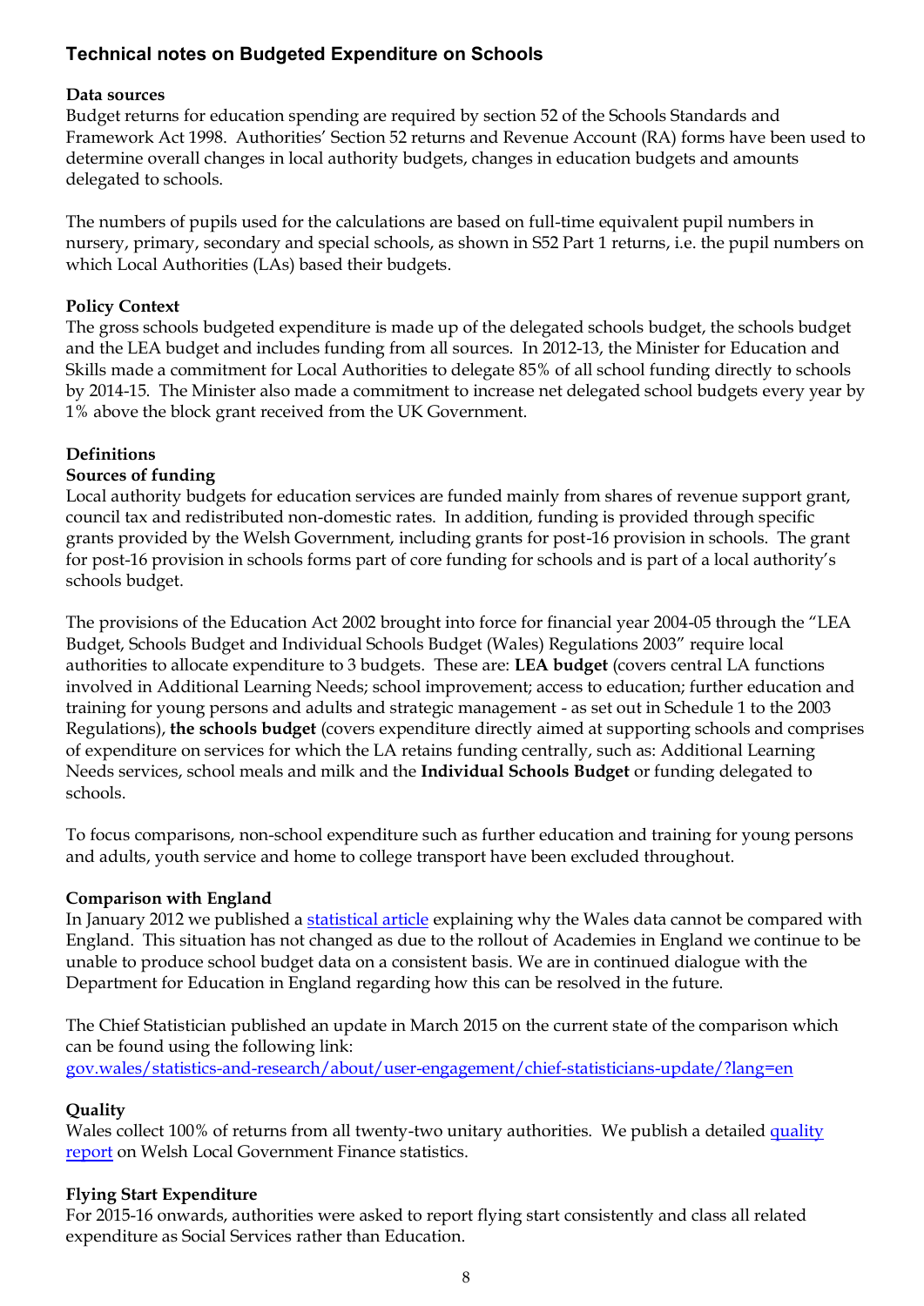## Technical notes on Budgeted Expenditure on Schools

### Data sources

Budget returns for education spending are required by section 52 of the Schools Standards and Framework Act 1998. Authorities' Section 52 returns and Revenue Account (RA) forms have been used to determine overall changes in local authority budgets, changes in education budgets and amounts delegated to schools.

The numbers of pupils used for the calculations are based on full-time equivalent pupil numbers in nursery, primary, secondary and special schools, as shown in S52 Part 1 returns, i.e. the pupil numbers on which Local Authorities (LAs) based their budgets.

### Policy Context

The gross schools budgeted expenditure is made up of the delegated schools budget, the schools budget and the LEA budget and includes funding from all sources. In 2012-13, the Minister for Education and Skills made a commitment for Local Authorities to delegate 85% of all school funding directly to schools by 2014-15. The Minister also made a commitment to increase net delegated school budgets every year by 1% above the block grant received from the UK Government.

### Definitions

### Sources of funding

Local authority budgets for education services are funded mainly from shares of revenue support grant, council tax and redistributed non-domestic rates. In addition, funding is provided through specific grants provided by the Welsh Government, including grants for post-16 provision in schools. The grant for post-16 provision in schools forms part of core funding for schools and is part of a local authority's schools budget.

The provisions of the Education Act 2002 brought into force for financial year 2004-05 through the "LEA Budget, Schools Budget and Individual Schools Budget (Wales) Regulations 2003" require local authorities to allocate expenditure to 3 budgets. These are: **LEA budget** (covers central LA functions involved in Additional Learning Needs; school improvement; access to education; further education and training for young persons and adults and strategic management - as set out in Schedule 1 to the 2003 Regulations), **the schools budget** (covers expenditure directly aimed at supporting schools and comprises of expenditure on services for which the LA retains funding centrally, such as: Additional Learning Needs services, school meals and milk and the **Individual Schools Budget** or funding delegated to schools.

To focus comparisons, non-school expenditure such as further education and training for young persons and adults, youth service and home to college transport have been excluded throughout.

### Comparison with England

In January 2012 we published a statistical article explaining why the Wales data cannot be compared with England. This situation has not changed as due to the rollout of Academies in England we continue to be unable to produce school budget data on a consistent basis. We are in continued dialogue with the Department for Education in England regarding how this can be resolved in the future.

The Chief Statistician published an update in March 2015 on the current state of the comparison which can be found using the following link:
gov.wales/statistics-and-research/about/user-engagement/chief-statisticians-update/?lang=en

### Quality

Wales collect 100% of returns from all twenty-two unitary authorities. We publish a detailed quality report on Welsh Local Government Finance statistics.

### Flying Start Expenditure

For 2015-16 onwards, authorities were asked to report flying start consistently and class all related expenditure as Social Services rather than Education.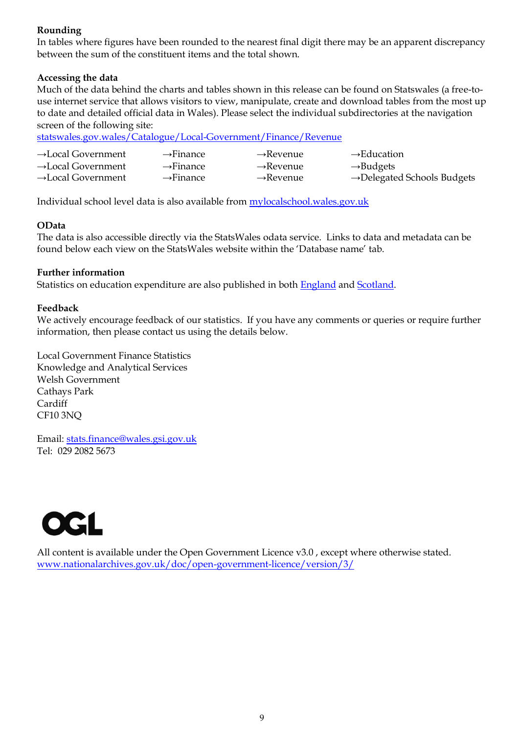**Rounding**
In tables where figures have been rounded to the nearest final digit there may be an apparent discrepancy between the sum of the constituent items and the total shown.

**Accessing the data**
Much of the data behind the charts and tables shown in this release can be found on Statswales (a free-to-use internet service that allows visitors to view, manipulate, create and download tables from the most up to date and detailed official data in Wales). Please select the individual subdirectories at the navigation screen of the following site:
statswales.gov.wales/Catalogue/Local-Government/Finance/Revenue

| | | | |
|---|---|---|---|
| →Local Government | →Finance | →Revenue | →Education |
| →Local Government | →Finance | →Revenue | →Budgets |
| →Local Government | →Finance | →Revenue | →Delegated Schools Budgets |

Individual school level data is also available from mylocalschool.wales.gov.uk

**OData**
The data is also accessible directly via the StatsWales odata service. Links to data and metadata can be found below each view on the StatsWales website within the 'Database name' tab.

**Further information**
Statistics on education expenditure are also published in both England and Scotland.

**Feedback**
We actively encourage feedback of our statistics. If you have any comments or queries or require further information, then please contact us using the details below.

Local Government Finance Statistics
Knowledge and Analytical Services
Welsh Government
Cathays Park
Cardiff
CF10 3NQ

Email: stats.finance@wales.gsi.gov.uk
Tel: 029 2082 5673

OGL

All content is available under the Open Government Licence v3.0 , except where otherwise stated.
www.nationalarchives.gov.uk/doc/open-government-licence/version/3/